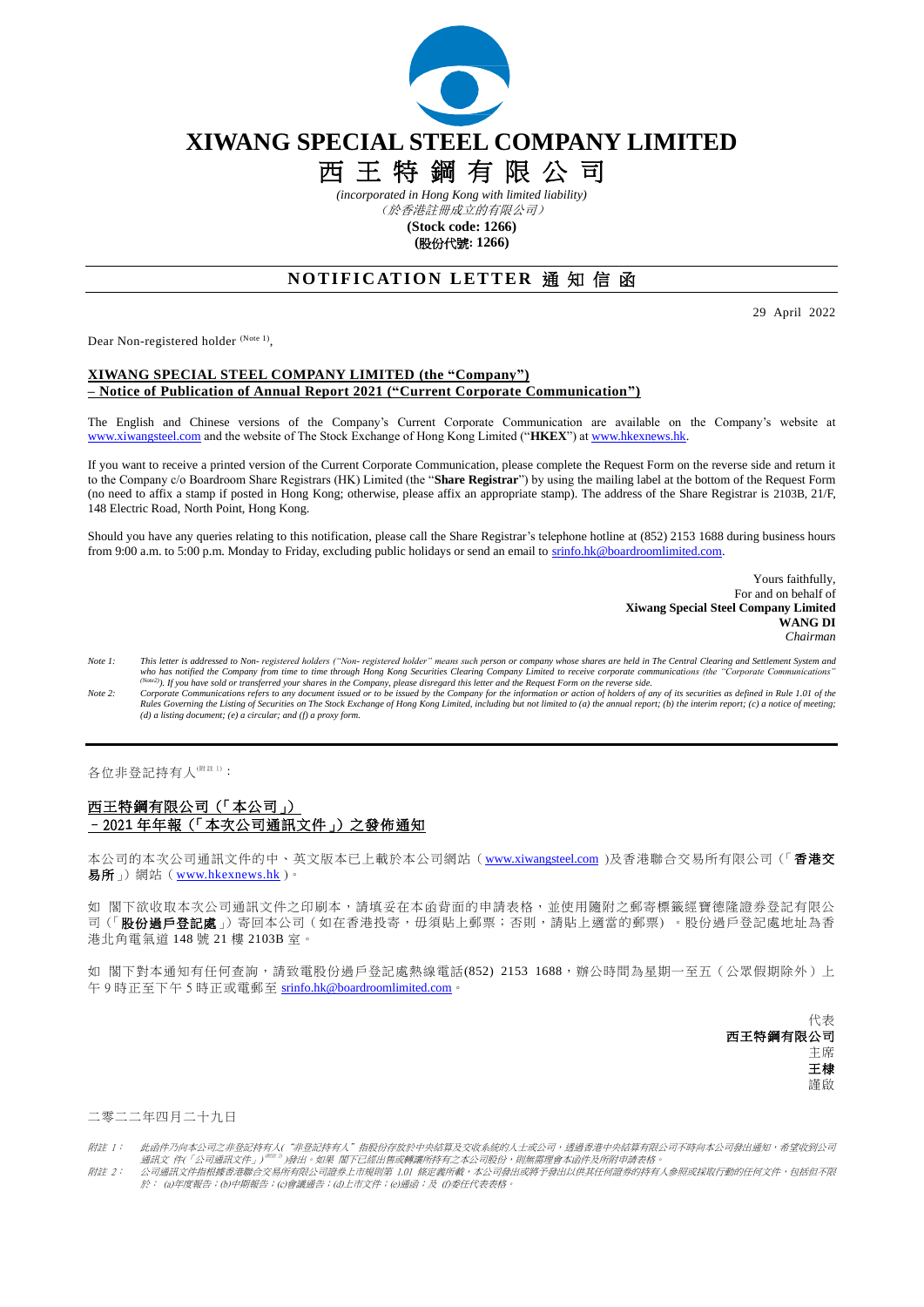# XIWANG SPECIAL STEEL COMPANY LIMITED

# 西王特鋼有限公司

*(incorporated in Hong Kong with limited liability)*
*（於香港註冊成立的有限公司）*

**(Stock code: 1266)**
**(股份代號: 1266)**

## NOTIFICATION LETTER 通知信函

29 April 2022

Dear Non-registered holder [(Note 1)],

**XIWANG SPECIAL STEEL COMPANY LIMITED (the "Company")**
**– Notice of Publication of Annual Report 2021 ("Current Corporate Communication")**

The English and Chinese versions of the Company's Current Corporate Communication are available on the Company's website at www.xiwangsteel.com and the website of The Stock Exchange of Hong Kong Limited ("**HKEX**") at www.hkexnews.hk.

If you want to receive a printed version of the Current Corporate Communication, please complete the Request Form on the reverse side and return it to the Company c/o Boardroom Share Registrars (HK) Limited (the "**Share Registrar**") by using the mailing label at the bottom of the Request Form (no need to affix a stamp if posted in Hong Kong; otherwise, please affix an appropriate stamp). The address of the Share Registrar is 2103B, 21/F, 148 Electric Road, North Point, Hong Kong.

Should you have any queries relating to this notification, please call the Share Registrar's telephone hotline at (852) 2153 1688 during business hours from 9:00 a.m. to 5:00 p.m. Monday to Friday, excluding public holidays or send an email to srinfo.hk@boardroomlimited.com.

Yours faithfully,
For and on behalf of
**Xiwang Special Steel Company Limited**
**WANG DI**
*Chairman*

*Note 1: This letter is addressed to Non- registered holders ("Non- registered holder" means such person or company whose shares are held in The Central Clearing and Settlement System and who has notified the Company from time to time through Hong Kong Securities Clearing Company Limited to receive corporate communications (the "Corporate Communications" [(Note2)]). If you have sold or transferred your shares in the Company, please disregard this letter and the Request Form on the reverse side.*

*Note 2: Corporate Communications refers to any document issued or to be issued by the Company for the information or action of holders of any of its securities as defined in Rule 1.01 of the Rules Governing the Listing of Securities on The Stock Exchange of Hong Kong Limited, including but not limited to (a) the annual report; (b) the interim report; (c) a notice of meeting; (d) a listing document; (e) a circular; and (f) a proxy form.*

---

各位非登記持有人[(附註 1)]：

**西王特鋼有限公司（「本公司」）**
**－2021 年年報（「本次公司通訊文件」）之發佈通知**

本公司的本次公司通訊文件的中、英文版本已上載於本公司網站（www.xiwangsteel.com）及香港聯合交易所有限公司（「**香港交易所**」）網站（www.hkexnews.hk）。

如 閣下欲收取本次公司通訊文件之印刷本，請填妥在本函背面的申請表格，並使用隨附之郵寄標籤經寶德隆證券登記有限公司（「**股份過戶登記處**」）寄回本公司（如在香港投寄，毋須貼上郵票；否則，請貼上適當的郵票）。股份過戶登記處地址為香港北角電氣道 148 號 21 樓 2103B 室。

如 閣下對本通知有任何查詢，請致電股份過戶登記處熱線電話(852) 2153 1688，辦公時間為星期一至五（公眾假期除外）上午 9 時正至下午 5 時正或電郵至 srinfo.hk@boardroomlimited.com。

代表
**西王特鋼有限公司**
主席
**王棣**
謹啟

二零二二年四月二十九日

*附註 1：此函件乃向本公司之非登記持有人("非登記持有人"指股份存放於中央結算及交收系統的人士或公司，透過香港中央結算有限公司不時向本公司發出通知，希望收到公司通訊文件(「公司通訊文件」)[(附註 2)])發出。如果 閣下已經出售或轉讓所持有之本公司股份，則無需理會本函件及所附申請表格。*

*附註 2：公司通訊文件指根據香港聯合交易所有限公司證券上市規則第 1.01 條定義所載，本公司發出或將予發出以供其任何證券的持有人參照或採取行動的任何文件，包括但不限於：(a)年度報告；(b)中期報告；(c)會議通告；(d)上市文件；(e)通函；及 (f)委任代表表格。*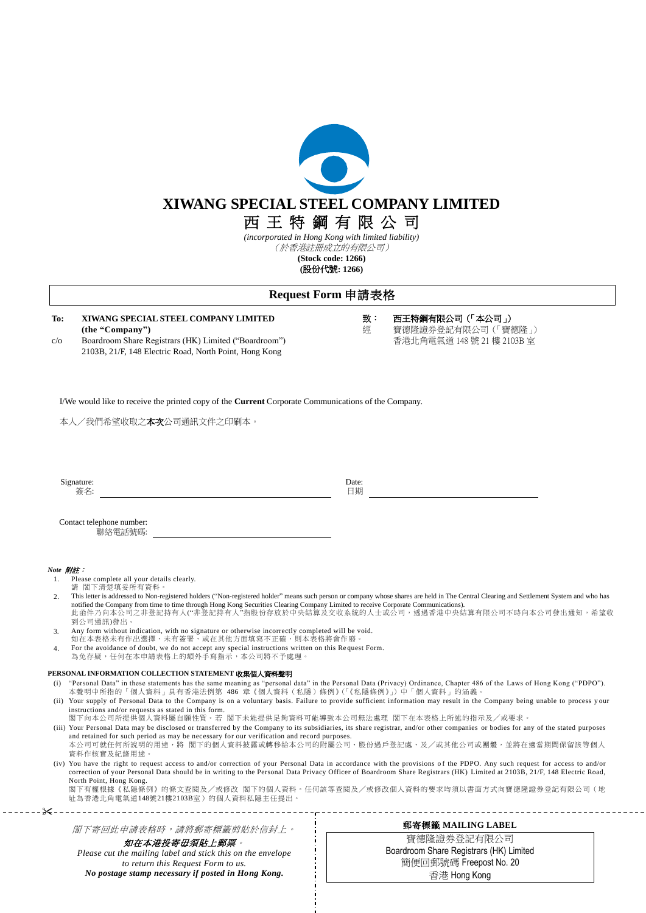# XIWANG SPECIAL STEEL COMPANY LIMITED

# 西王特鋼有限公司

*(incorporated in Hong Kong with limited liability)*

*（於香港註冊成立的有限公司）*

**(Stock code: 1266)**

**(股份代號: 1266)**

## Request Form 申請表格

**To:** **XIWANG SPECIAL STEEL COMPANY LIMITED (the "Company")**

c/o Boardroom Share Registrars (HK) Limited ("Boardroom")
2103B, 21/F, 148 Electric Road, North Point, Hong Kong

**致：** **西王特鋼有限公司（「本公司」）**

經 寶德隆證券登記有限公司（「寶德隆」）
香港北角電氣道 148 號 21 樓 2103B 室

I/We would like to receive the printed copy of the **Current** Corporate Communications of the Company.

本人／我們希望收取之**本次**公司通訊文件之印刷本。

Signature:
簽名: ______________________

Date:
日期 ______________________

Contact telephone number:
聯絡電話號碼: ______________________

***Note 附註：***

1. Please complete all your details clearly.
   請 閣下清楚填妥所有資料。
2. This letter is addressed to Non-registered holders ("Non-registered holder" means such person or company whose shares are held in The Central Clearing and Settlement System and who has notified the Company from time to time through Hong Kong Securities Clearing Company Limited to receive Corporate Communications).
   此函件乃向本公司之非登記持有人("非登記持有人"指股份存放於中央結算及交收系統的人士或公司，透過香港中央結算有限公司不時向本公司發出通知，希望收到公司通訊)發出。
3. Any form without indication, with no signature or otherwise incorrectly completed will be void.
   如在本表格未有作出選擇、未有簽署、或在其他方面填寫不正確，則本表格將會作廢。
4. For the avoidance of doubt, we do not accept any special instructions written on this Request Form.
   為免存疑，任何在本申請表格上的額外手寫指示，本公司將不予處理。

**PERSONAL INFORMATION COLLECTION STATEMENT 收集個人資料聲明**

(i) "Personal Data" in these statements has the same meaning as "personal data" in the Personal Data (Privacy) Ordinance, Chapter 486 of the Laws of Hong Kong ("PDPO").
本聲明中所指的「個人資料」具有香港法例第 486 章《個人資料（私隱）條例》(「《私隱條例》」) 中「個人資料」的涵義。

(ii) Your supply of Personal Data to the Company is on a voluntary basis. Failure to provide sufficient information may result in the Company being unable to process your instructions and/or requests as stated in this form.
閣下向本公司所提供個人資料屬自願性質。若 閣下未能提供足夠資料可能導致本公司無法處理 閣下在本表格上所述的指示及／或要求。

(iii) Your Personal Data may be disclosed or transferred by the Company to its subsidiaries, its share registrar, and/or other companies or bodies for any of the stated purposes and retained for such period as may be necessary for our verification and record purposes.
本公司可就任何所說明的用途，將 閣下的個人資料披露或轉移給本公司的附屬公司、股份過戶登記處、及／或其他公司或團體，並將在適當期間保留該等個人資料作核實及紀錄用途。

(iv) You have the right to request access to and/or correction of your Personal Data in accordance with the provisions of the PDPO. Any such request for access to and/or correction of your Personal Data should be in writing to the Personal Data Privacy Officer of Boardroom Share Registrars (HK) Limited at 2103B, 21/F, 148 Electric Road, North Point, Hong Kong.
閣下有權根據《私隱條例》的條文查閱及／或修改 閣下的個人資料。任何該等查閱及／或修改個人資料的要求均須以書面方式向寶德隆證券登記有限公司（地址為香港北角電氣道148號21樓2103B室）的個人資料私隱主任提出。

---

*閣下寄回此申請表格時，請將郵寄標籤剪貼於信封上。*

***如在本港投寄毋須貼上郵票。***

*Please cut the mailing label and stick this on the envelope to return this Request Form to us.*

***No postage stamp necessary if posted in Hong Kong.***

**郵寄標籤 MAILING LABEL**

寶德隆證券登記有限公司
Boardroom Share Registrars (HK) Limited
簡便回郵號碼 Freepost No. 20
香港 Hong Kong